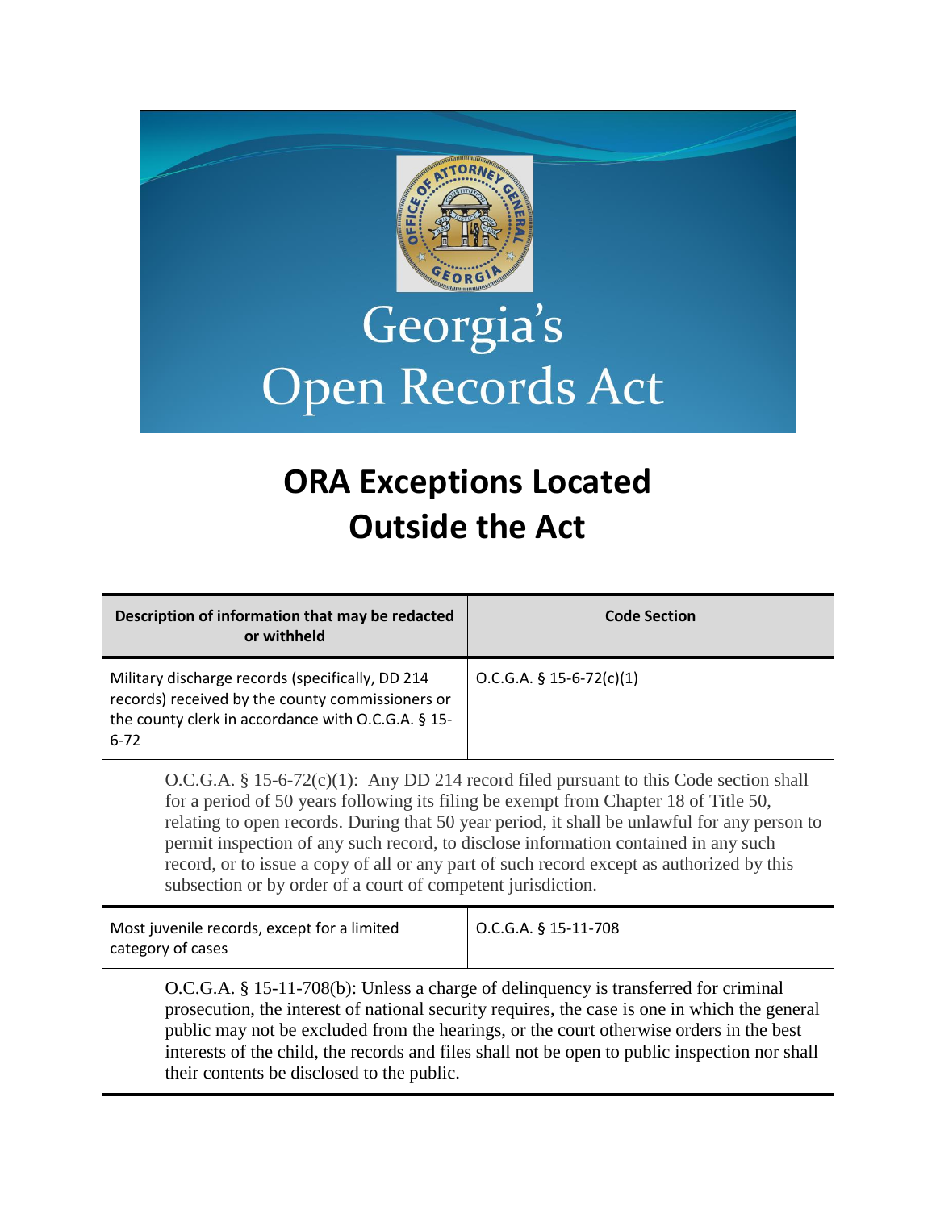# Georgia's Open Records Act

## ORA Exceptions Located Outside the Act

| Description of information that may be redacted or withheld | Code Section |
|---|---|
| Military discharge records (specifically, DD 214 records) received by the county commissioners or the county clerk in accordance with O.C.G.A. § 15-6-72 | O.C.G.A. § 15-6-72(c)(1) |
| O.C.G.A. § 15-6-72(c)(1): Any DD 214 record filed pursuant to this Code section shall for a period of 50 years following its filing be exempt from Chapter 18 of Title 50, relating to open records. During that 50 year period, it shall be unlawful for any person to permit inspection of any such record, to disclose information contained in any such record, or to issue a copy of all or any part of such record except as authorized by this subsection or by order of a court of competent jurisdiction. | |
| Most juvenile records, except for a limited category of cases | O.C.G.A. § 15-11-708 |
| O.C.G.A. § 15-11-708(b): Unless a charge of delinquency is transferred for criminal prosecution, the interest of national security requires, the case is one in which the general public may not be excluded from the hearings, or the court otherwise orders in the best interests of the child, the records and files shall not be open to public inspection nor shall their contents be disclosed to the public. | |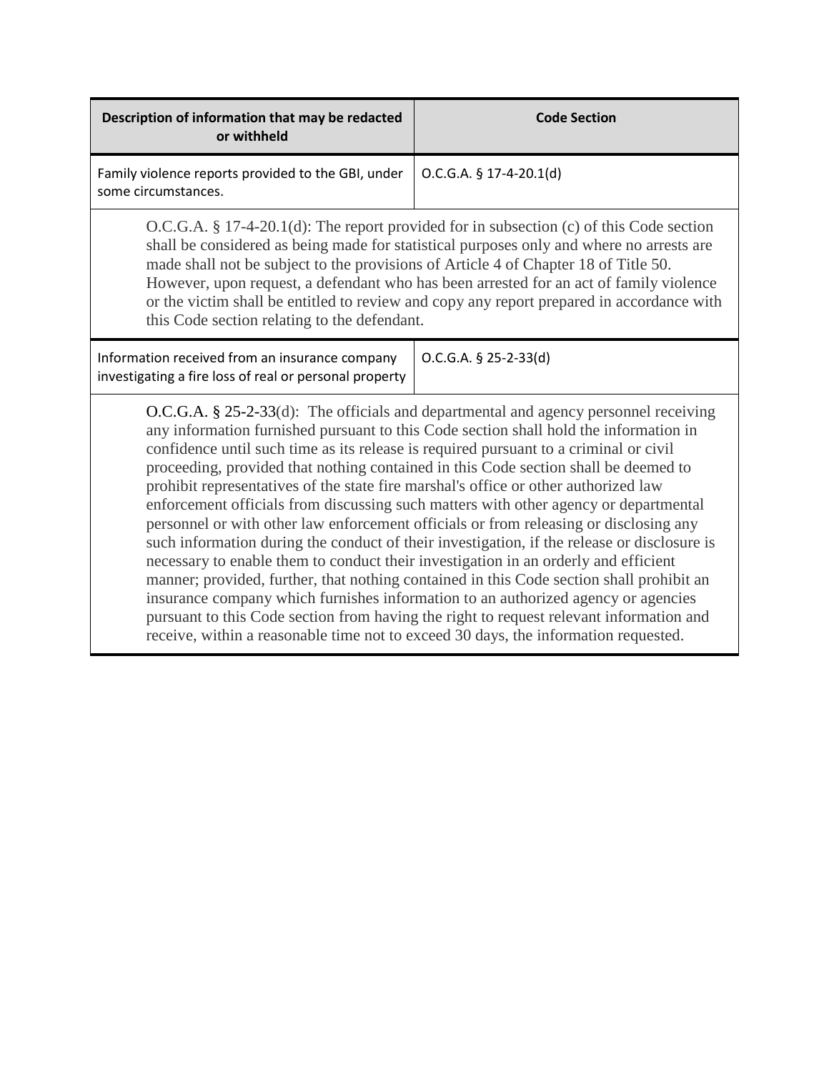| Description of information that may be redacted or withheld | Code Section |
|---|---|
| Family violence reports provided to the GBI, under some circumstances. | O.C.G.A. § 17-4-20.1(d) |
| O.C.G.A. § 17-4-20.1(d): The report provided for in subsection (c) of this Code section shall be considered as being made for statistical purposes only and where no arrests are made shall not be subject to the provisions of Article 4 of Chapter 18 of Title 50. However, upon request, a defendant who has been arrested for an act of family violence or the victim shall be entitled to review and copy any report prepared in accordance with this Code section relating to the defendant. | |
| Information received from an insurance company investigating a fire loss of real or personal property | O.C.G.A. § 25-2-33(d) |
| O.C.G.A. § 25-2-33(d): The officials and departmental and agency personnel receiving any information furnished pursuant to this Code section shall hold the information in confidence until such time as its release is required pursuant to a criminal or civil proceeding, provided that nothing contained in this Code section shall be deemed to prohibit representatives of the state fire marshal's office or other authorized law enforcement officials from discussing such matters with other agency or departmental personnel or with other law enforcement officials or from releasing or disclosing any such information during the conduct of their investigation, if the release or disclosure is necessary to enable them to conduct their investigation in an orderly and efficient manner; provided, further, that nothing contained in this Code section shall prohibit an insurance company which furnishes information to an authorized agency or agencies pursuant to this Code section from having the right to request relevant information and receive, within a reasonable time not to exceed 30 days, the information requested. | |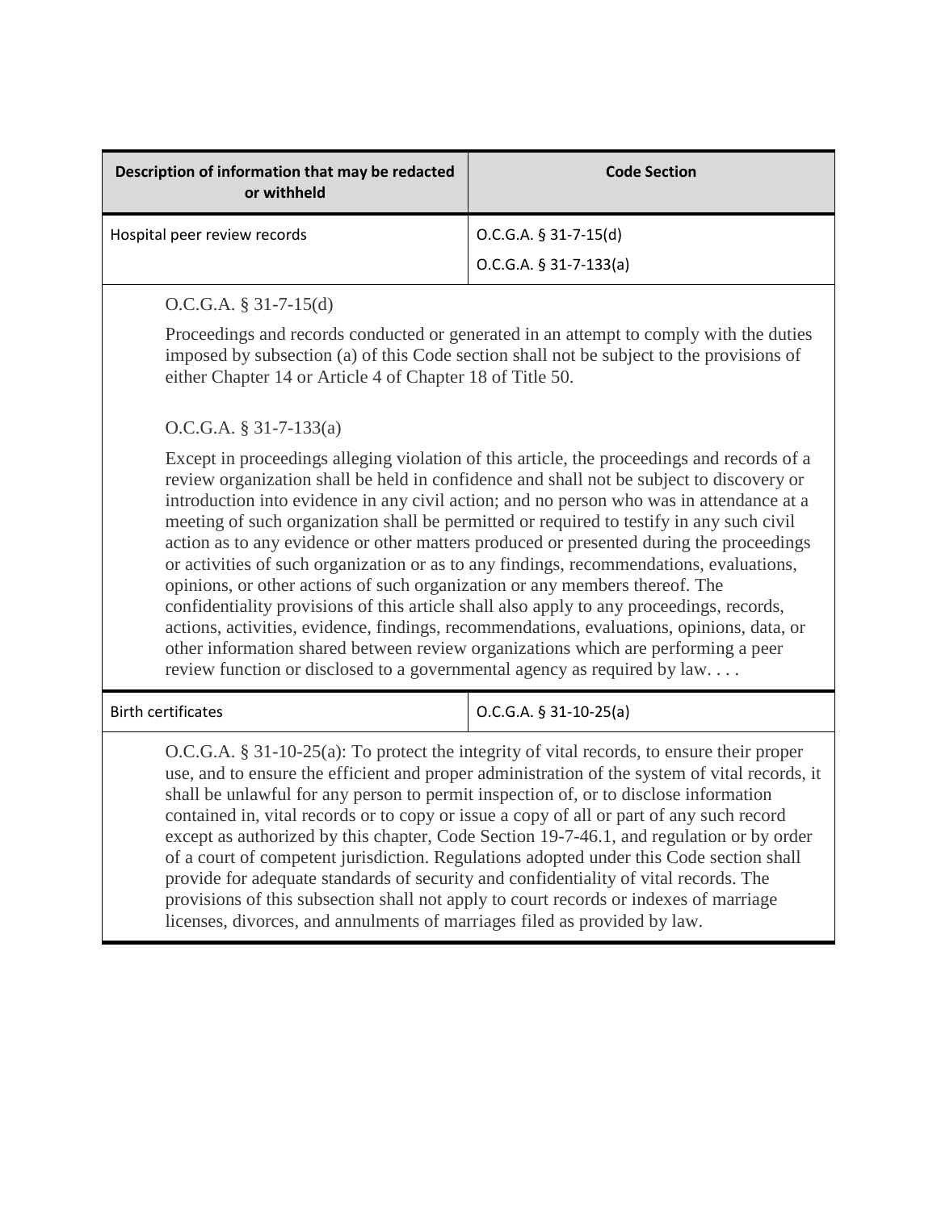| Description of information that may be redacted or withheld | Code Section |
|---|---|
| Hospital peer review records | O.C.G.A. § 31-7-15(d)<br>O.C.G.A. § 31-7-133(a) |

O.C.G.A. § 31-7-15(d)

Proceedings and records conducted or generated in an attempt to comply with the duties imposed by subsection (a) of this Code section shall not be subject to the provisions of either Chapter 14 or Article 4 of Chapter 18 of Title 50.

O.C.G.A. § 31-7-133(a)

Except in proceedings alleging violation of this article, the proceedings and records of a review organization shall be held in confidence and shall not be subject to discovery or introduction into evidence in any civil action; and no person who was in attendance at a meeting of such organization shall be permitted or required to testify in any such civil action as to any evidence or other matters produced or presented during the proceedings or activities of such organization or as to any findings, recommendations, evaluations, opinions, or other actions of such organization or any members thereof. The confidentiality provisions of this article shall also apply to any proceedings, records, actions, activities, evidence, findings, recommendations, evaluations, opinions, data, or other information shared between review organizations which are performing a peer review function or disclosed to a governmental agency as required by law. . . .

| Description of information that may be redacted or withheld | Code Section |
|---|---|
| Birth certificates | O.C.G.A. § 31-10-25(a) |

O.C.G.A. § 31-10-25(a): To protect the integrity of vital records, to ensure their proper use, and to ensure the efficient and proper administration of the system of vital records, it shall be unlawful for any person to permit inspection of, or to disclose information contained in, vital records or to copy or issue a copy of all or part of any such record except as authorized by this chapter, Code Section 19-7-46.1, and regulation or by order of a court of competent jurisdiction. Regulations adopted under this Code section shall provide for adequate standards of security and confidentiality of vital records. The provisions of this subsection shall not apply to court records or indexes of marriage licenses, divorces, and annulments of marriages filed as provided by law.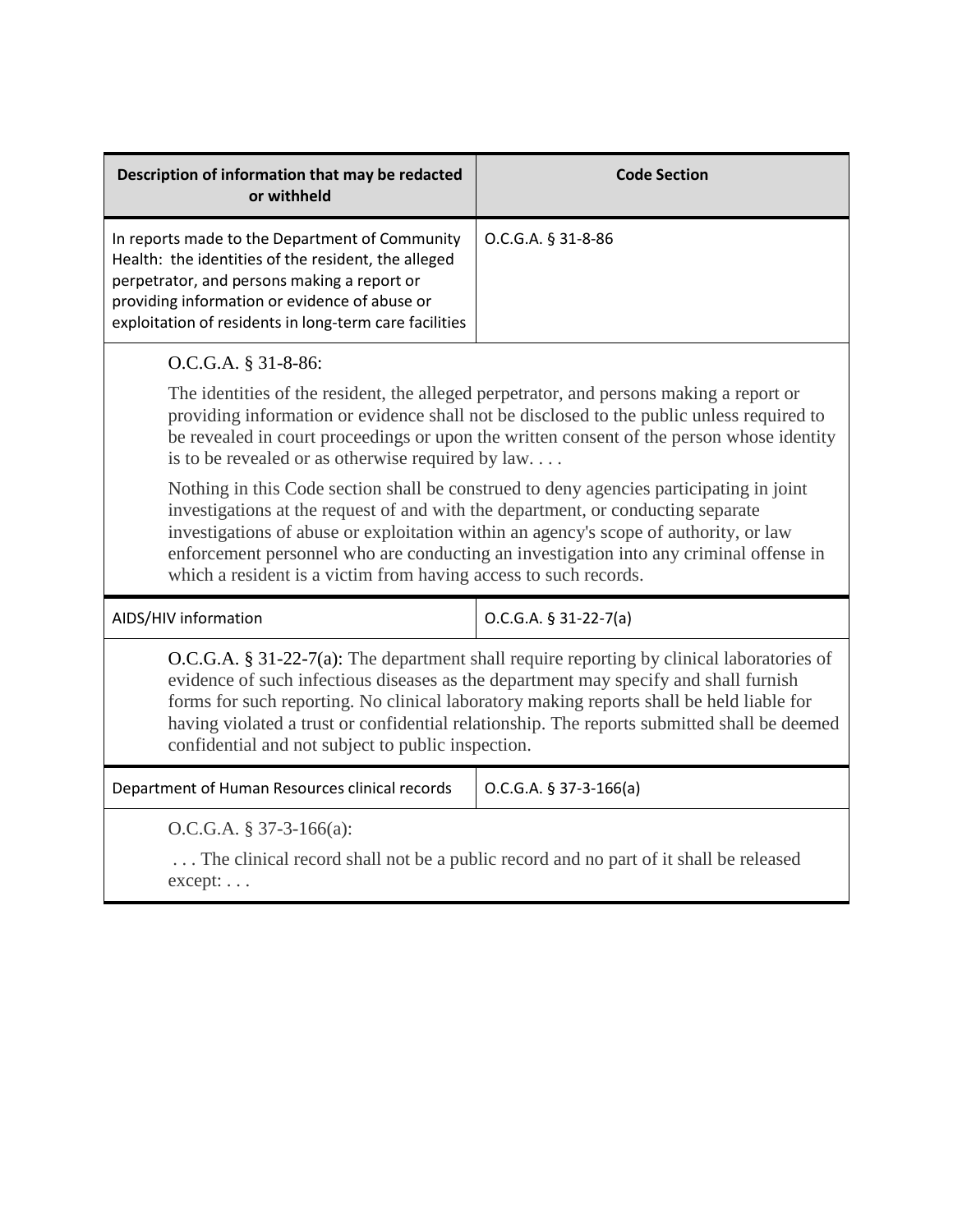| Description of information that may be redacted or withheld | Code Section |
|---|---|
| In reports made to the Department of Community Health: the identities of the resident, the alleged perpetrator, and persons making a report or providing information or evidence of abuse or exploitation of residents in long-term care facilities | O.C.G.A. § 31-8-86 |

O.C.G.A. § 31-8-86:

The identities of the resident, the alleged perpetrator, and persons making a report or providing information or evidence shall not be disclosed to the public unless required to be revealed in court proceedings or upon the written consent of the person whose identity is to be revealed or as otherwise required by law. . . .

Nothing in this Code section shall be construed to deny agencies participating in joint investigations at the request of and with the department, or conducting separate investigations of abuse or exploitation within an agency's scope of authority, or law enforcement personnel who are conducting an investigation into any criminal offense in which a resident is a victim from having access to such records.

| | |
|---|---|
| AIDS/HIV information | O.C.G.A. § 31-22-7(a) |

O.C.G.A. § 31-22-7(a): The department shall require reporting by clinical laboratories of evidence of such infectious diseases as the department may specify and shall furnish forms for such reporting. No clinical laboratory making reports shall be held liable for having violated a trust or confidential relationship. The reports submitted shall be deemed confidential and not subject to public inspection.

| | |
|---|---|
| Department of Human Resources clinical records | O.C.G.A. § 37-3-166(a) |

O.C.G.A. § 37-3-166(a):

. . . The clinical record shall not be a public record and no part of it shall be released except: . . .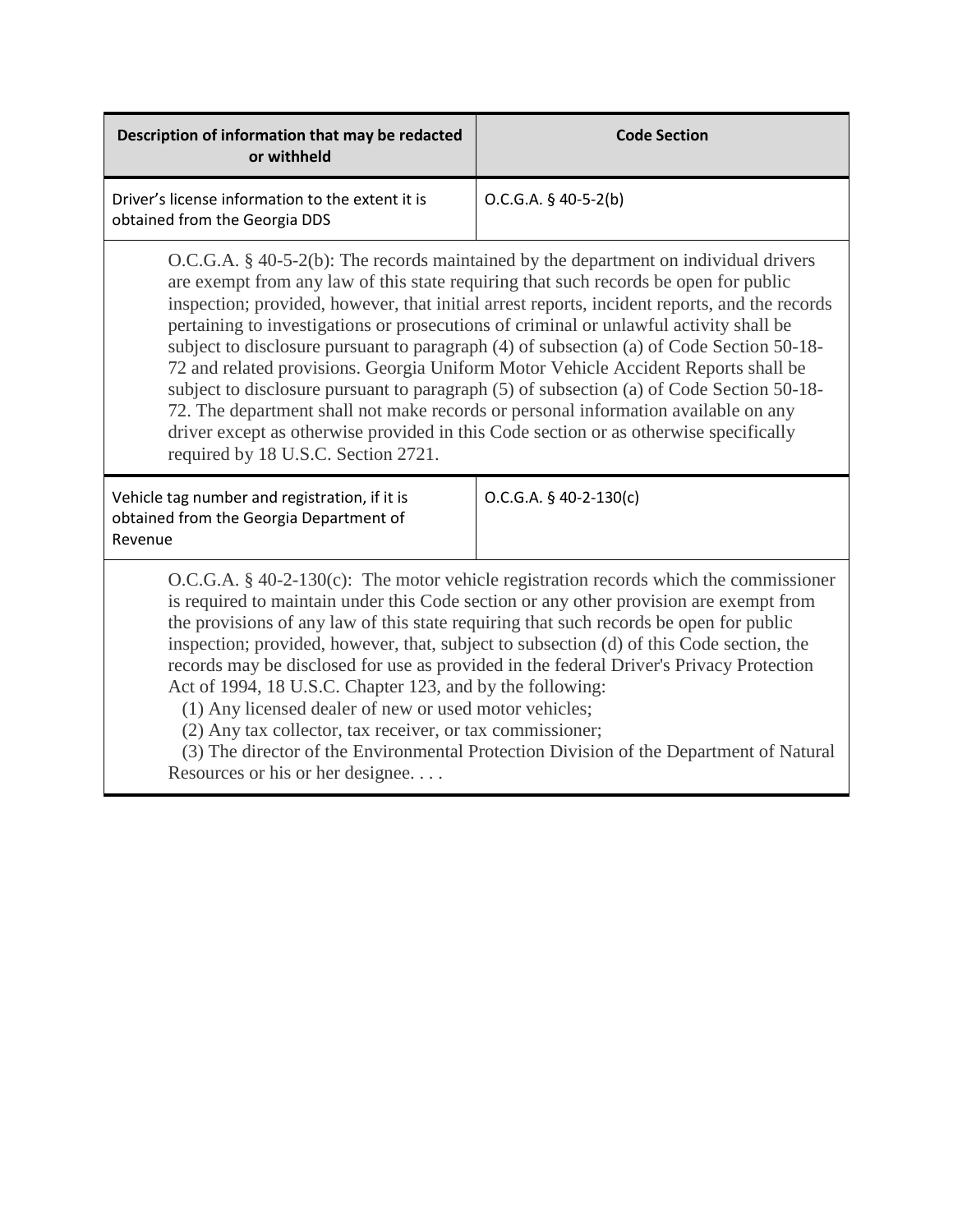| Description of information that may be redacted or withheld | Code Section |
| --- | --- |
| Driver's license information to the extent it is obtained from the Georgia DDS | O.C.G.A. § 40-5-2(b) |
| O.C.G.A. § 40-5-2(b): The records maintained by the department on individual drivers are exempt from any law of this state requiring that such records be open for public inspection; provided, however, that initial arrest reports, incident reports, and the records pertaining to investigations or prosecutions of criminal or unlawful activity shall be subject to disclosure pursuant to paragraph (4) of subsection (a) of Code Section 50-18-72 and related provisions. Georgia Uniform Motor Vehicle Accident Reports shall be subject to disclosure pursuant to paragraph (5) of subsection (a) of Code Section 50-18-72. The department shall not make records or personal information available on any driver except as otherwise provided in this Code section or as otherwise specifically required by 18 U.S.C. Section 2721. | |
| Vehicle tag number and registration, if it is obtained from the Georgia Department of Revenue | O.C.G.A. § 40-2-130(c) |
| O.C.G.A. § 40-2-130(c): The motor vehicle registration records which the commissioner is required to maintain under this Code section or any other provision are exempt from the provisions of any law of this state requiring that such records be open for public inspection; provided, however, that, subject to subsection (d) of this Code section, the records may be disclosed for use as provided in the federal Driver's Privacy Protection Act of 1994, 18 U.S.C. Chapter 123, and by the following: (1) Any licensed dealer of new or used motor vehicles; (2) Any tax collector, tax receiver, or tax commissioner; (3) The director of the Environmental Protection Division of the Department of Natural Resources or his or her designee. . . . | |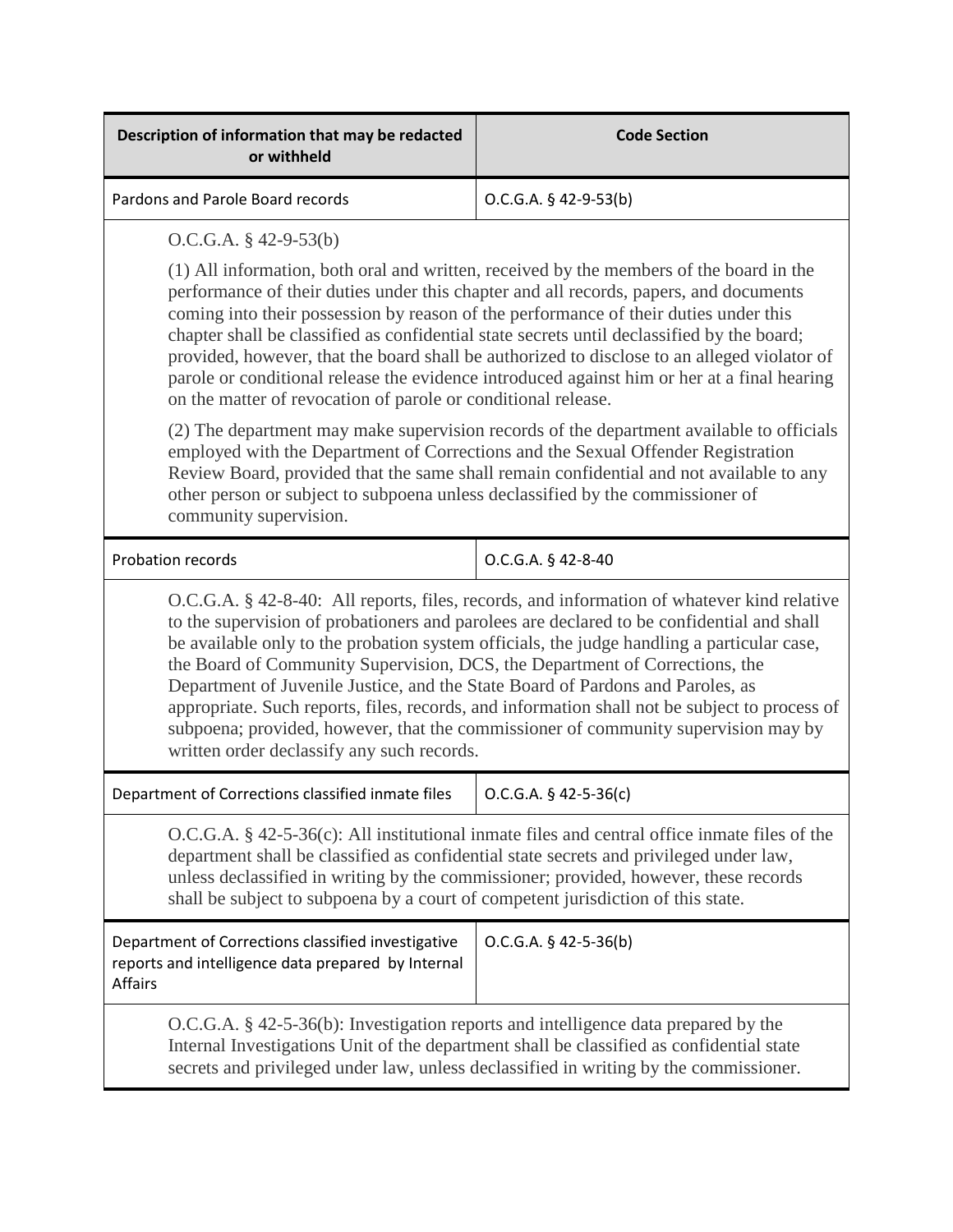| Description of information that may be redacted or withheld | Code Section |
|---|---|
| Pardons and Parole Board records | O.C.G.A. § 42-9-53(b) |
| O.C.G.A. § 42-9-53(b)<br><br>(1) All information, both oral and written, received by the members of the board in the performance of their duties under this chapter and all records, papers, and documents coming into their possession by reason of the performance of their duties under this chapter shall be classified as confidential state secrets until declassified by the board; provided, however, that the board shall be authorized to disclose to an alleged violator of parole or conditional release the evidence introduced against him or her at a final hearing on the matter of revocation of parole or conditional release.<br><br>(2) The department may make supervision records of the department available to officials employed with the Department of Corrections and the Sexual Offender Registration Review Board, provided that the same shall remain confidential and not available to any other person or subject to subpoena unless declassified by the commissioner of community supervision. | |
| Probation records | O.C.G.A. § 42-8-40 |
| O.C.G.A. § 42-8-40: All reports, files, records, and information of whatever kind relative to the supervision of probationers and parolees are declared to be confidential and shall be available only to the probation system officials, the judge handling a particular case, the Board of Community Supervision, DCS, the Department of Corrections, the Department of Juvenile Justice, and the State Board of Pardons and Paroles, as appropriate. Such reports, files, records, and information shall not be subject to process of subpoena; provided, however, that the commissioner of community supervision may by written order declassify any such records. | |
| Department of Corrections classified inmate files | O.C.G.A. § 42-5-36(c) |
| O.C.G.A. § 42-5-36(c): All institutional inmate files and central office inmate files of the department shall be classified as confidential state secrets and privileged under law, unless declassified in writing by the commissioner; provided, however, these records shall be subject to subpoena by a court of competent jurisdiction of this state. | |
| Department of Corrections classified investigative reports and intelligence data prepared by Internal Affairs | O.C.G.A. § 42-5-36(b) |
| O.C.G.A. § 42-5-36(b): Investigation reports and intelligence data prepared by the Internal Investigations Unit of the department shall be classified as confidential state secrets and privileged under law, unless declassified in writing by the commissioner. | |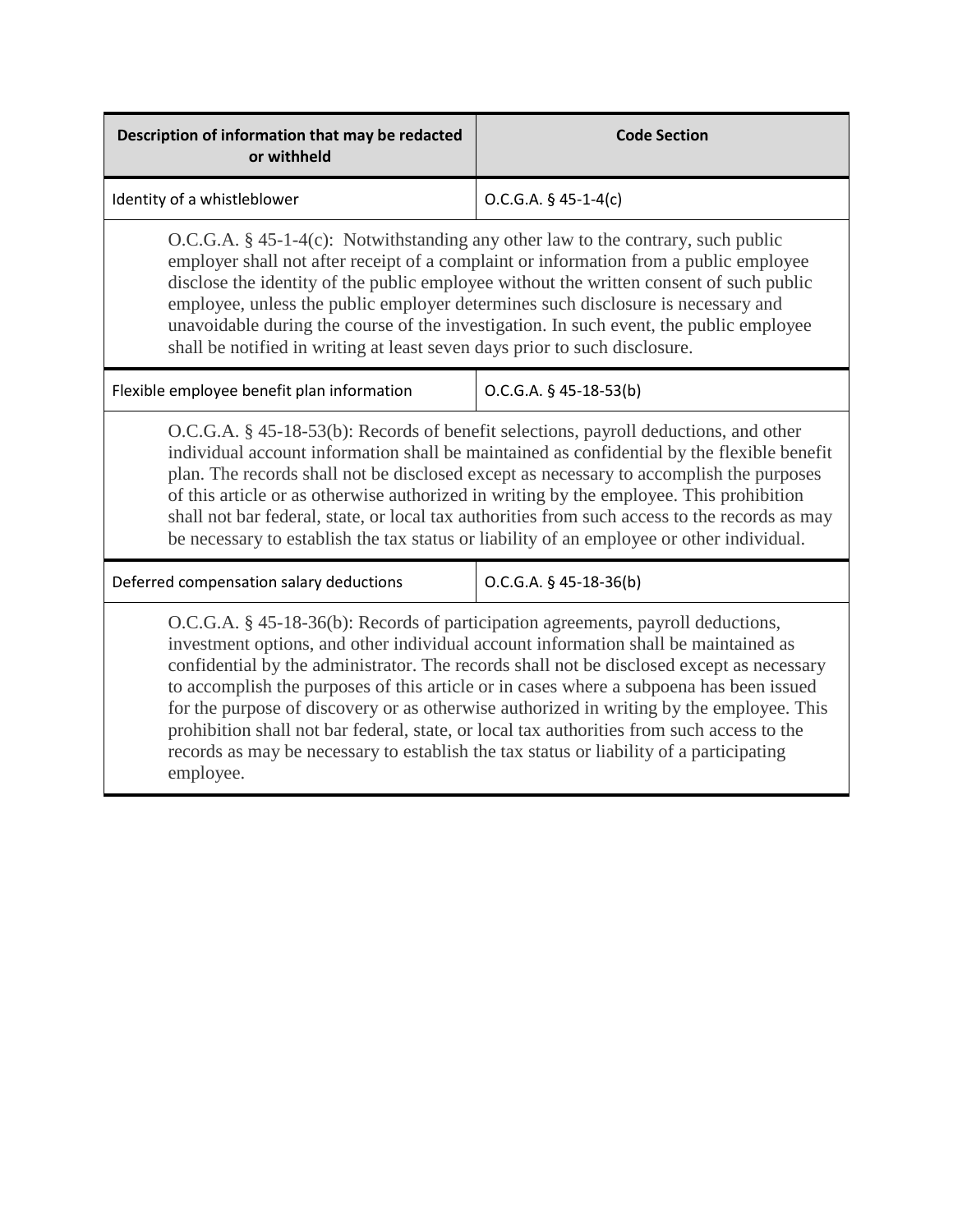| Description of information that may be redacted or withheld | Code Section |
| --- | --- |
| Identity of a whistleblower | O.C.G.A. § 45-1-4(c) |
| O.C.G.A. § 45-1-4(c): Notwithstanding any other law to the contrary, such public employer shall not after receipt of a complaint or information from a public employee disclose the identity of the public employee without the written consent of such public employee, unless the public employer determines such disclosure is necessary and unavoidable during the course of the investigation. In such event, the public employee shall be notified in writing at least seven days prior to such disclosure. | |
| Flexible employee benefit plan information | O.C.G.A. § 45-18-53(b) |
| O.C.G.A. § 45-18-53(b): Records of benefit selections, payroll deductions, and other individual account information shall be maintained as confidential by the flexible benefit plan. The records shall not be disclosed except as necessary to accomplish the purposes of this article or as otherwise authorized in writing by the employee. This prohibition shall not bar federal, state, or local tax authorities from such access to the records as may be necessary to establish the tax status or liability of an employee or other individual. | |
| Deferred compensation salary deductions | O.C.G.A. § 45-18-36(b) |
| O.C.G.A. § 45-18-36(b): Records of participation agreements, payroll deductions, investment options, and other individual account information shall be maintained as confidential by the administrator. The records shall not be disclosed except as necessary to accomplish the purposes of this article or in cases where a subpoena has been issued for the purpose of discovery or as otherwise authorized in writing by the employee. This prohibition shall not bar federal, state, or local tax authorities from such access to the records as may be necessary to establish the tax status or liability of a participating employee. | |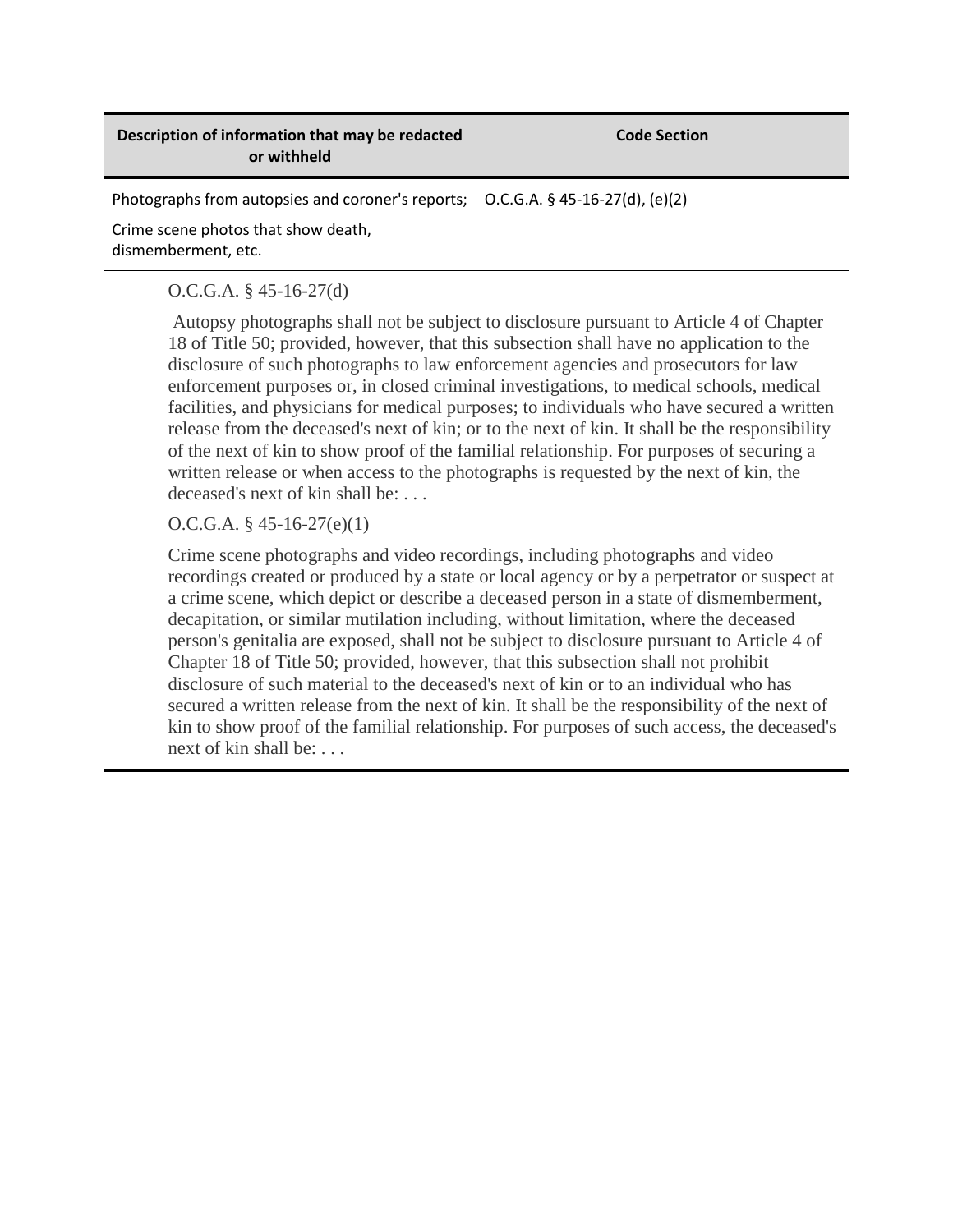| Description of information that may be redacted or withheld | Code Section |
| --- | --- |
| Photographs from autopsies and coroner's reports; Crime scene photos that show death, dismemberment, etc. | O.C.G.A. § 45-16-27(d), (e)(2) |

O.C.G.A. § 45-16-27(d)

Autopsy photographs shall not be subject to disclosure pursuant to Article 4 of Chapter 18 of Title 50; provided, however, that this subsection shall have no application to the disclosure of such photographs to law enforcement agencies and prosecutors for law enforcement purposes or, in closed criminal investigations, to medical schools, medical facilities, and physicians for medical purposes; to individuals who have secured a written release from the deceased's next of kin; or to the next of kin. It shall be the responsibility of the next of kin to show proof of the familial relationship. For purposes of securing a written release or when access to the photographs is requested by the next of kin, the deceased's next of kin shall be: . . .

O.C.G.A. § 45-16-27(e)(1)

Crime scene photographs and video recordings, including photographs and video recordings created or produced by a state or local agency or by a perpetrator or suspect at a crime scene, which depict or describe a deceased person in a state of dismemberment, decapitation, or similar mutilation including, without limitation, where the deceased person's genitalia are exposed, shall not be subject to disclosure pursuant to Article 4 of Chapter 18 of Title 50; provided, however, that this subsection shall not prohibit disclosure of such material to the deceased's next of kin or to an individual who has secured a written release from the next of kin. It shall be the responsibility of the next of kin to show proof of the familial relationship. For purposes of such access, the deceased's next of kin shall be: . . .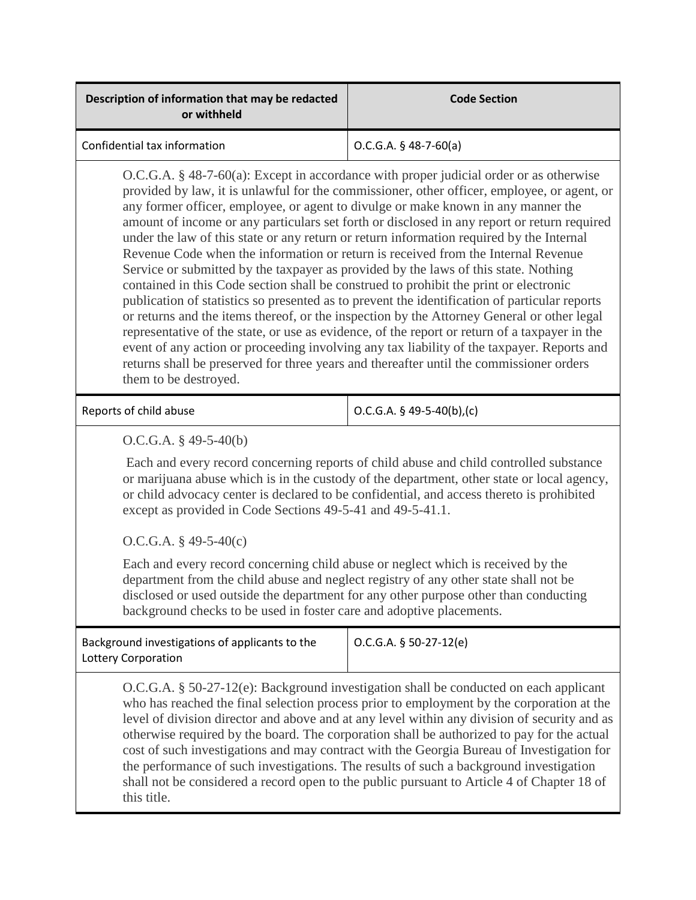| Description of information that may be redacted or withheld | Code Section |
|---|---|
| Confidential tax information | O.C.G.A. § 48-7-60(a) |
| O.C.G.A. § 48-7-60(a): Except in accordance with proper judicial order or as otherwise provided by law, it is unlawful for the commissioner, other officer, employee, or agent, or any former officer, employee, or agent to divulge or make known in any manner the amount of income or any particulars set forth or disclosed in any report or return required under the law of this state or any return or return information required by the Internal Revenue Code when the information or return is received from the Internal Revenue Service or submitted by the taxpayer as provided by the laws of this state. Nothing contained in this Code section shall be construed to prohibit the print or electronic publication of statistics so presented as to prevent the identification of particular reports or returns and the items thereof, or the inspection by the Attorney General or other legal representative of the state, or use as evidence, of the report or return of a taxpayer in the event of any action or proceeding involving any tax liability of the taxpayer. Reports and returns shall be preserved for three years and thereafter until the commissioner orders them to be destroyed. | |
| Reports of child abuse | O.C.G.A. § 49-5-40(b),(c) |
| O.C.G.A. § 49-5-40(b)<br><br>Each and every record concerning reports of child abuse and child controlled substance or marijuana abuse which is in the custody of the department, other state or local agency, or child advocacy center is declared to be confidential, and access thereto is prohibited except as provided in Code Sections 49-5-41 and 49-5-41.1.<br><br>O.C.G.A. § 49-5-40(c)<br><br>Each and every record concerning child abuse or neglect which is received by the department from the child abuse and neglect registry of any other state shall not be disclosed or used outside the department for any other purpose other than conducting background checks to be used in foster care and adoptive placements. | |
| Background investigations of applicants to the Lottery Corporation | O.C.G.A. § 50-27-12(e) |
| O.C.G.A. § 50-27-12(e): Background investigation shall be conducted on each applicant who has reached the final selection process prior to employment by the corporation at the level of division director and above and at any level within any division of security and as otherwise required by the board. The corporation shall be authorized to pay for the actual cost of such investigations and may contract with the Georgia Bureau of Investigation for the performance of such investigations. The results of such a background investigation shall not be considered a record open to the public pursuant to Article 4 of Chapter 18 of this title. | |